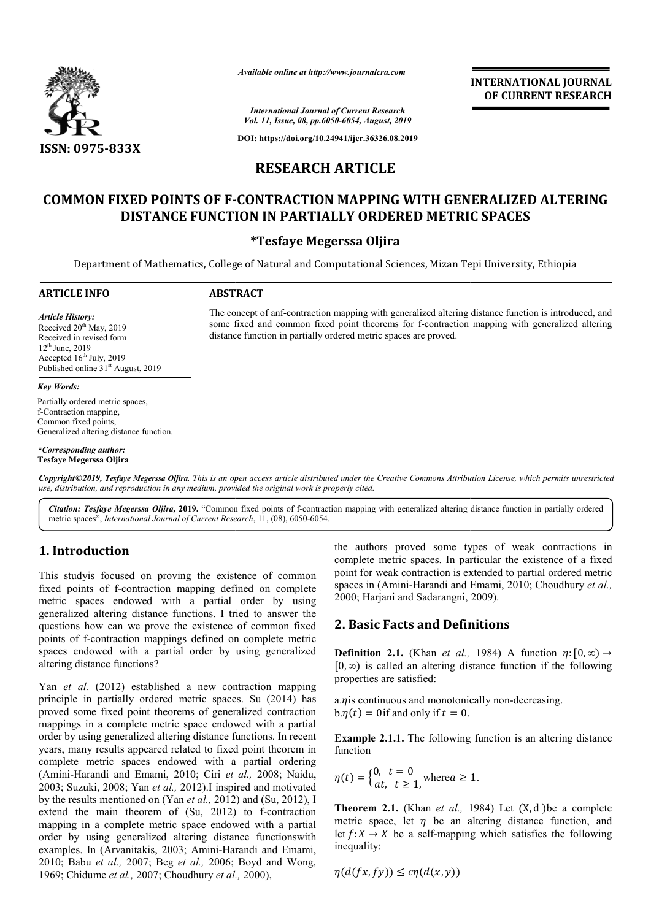*Available online at http://www.journalcra.com*

*International Journal of Current Research*
*Vol. 11, Issue, 08, pp.6050-6054, August, 2019*

**DOI: https://doi.org/10.24941/ijcr.36326.08.2019**

**INTERNATIONAL JOURNAL OF CURRENT RESEARCH**

**ISSN: 0975-833X**

# RESEARCH ARTICLE

# COMMON FIXED POINTS OF F-CONTRACTION MAPPING WITH GENERALIZED ALTERING DISTANCE FUNCTION IN PARTIALLY ORDERED METRIC SPACES

**\*Tesfaye Megerssa Oljira**

Department of Mathematics, College of Natural and Computational Sciences, Mizan Tepi University, Ethiopia

**ARTICLE INFO**

*Article History:*
Received 20th May, 2019
Received in revised form
12th June, 2019
Accepted 16th July, 2019
Published online 31st August, 2019

*Key Words:*
Partially ordered metric spaces,
f-Contraction mapping,
Common fixed points,
Generalized altering distance function.

*\*Corresponding author:*
**Tesfaye Megerssa Oljira**

**ABSTRACT**

The concept of anf-contraction mapping with generalized altering distance function is introduced, and some fixed and common fixed point theorems for f-contraction mapping with generalized altering distance function in partially ordered metric spaces are proved.

*Copyright©2019, Tesfaye Megerssa Oljira. This is an open access article distributed under the Creative Commons Attribution License, which permits unrestricted use, distribution, and reproduction in any medium, provided the original work is properly cited.*

*Citation: Tesfaye Megerssa Oljira,* **2019.** "Common fixed points of f-contraction mapping with generalized altering distance function in partially ordered metric spaces", *International Journal of Current Research*, 11, (08), 6050-6054.

## 1. Introduction

This studyis focused on proving the existence of common fixed points of f-contraction mapping defined on complete metric spaces endowed with a partial order by using generalized altering distance functions. I tried to answer the questions how can we prove the existence of common fixed points of f-contraction mappings defined on complete metric spaces endowed with a partial order by using generalized altering distance functions?

Yan *et al.* (2012) established a new contraction mapping principle in partially ordered metric spaces. Su (2014) has proved some fixed point theorems of generalized contraction mappings in a complete metric space endowed with a partial order by using generalized altering distance functions. In recent years, many results appeared related to fixed point theorem in complete metric spaces endowed with a partial ordering (Amini-Harandi and Emami, 2010; Ciri *et al.,* 2008; Naidu, 2003; Suzuki, 2008; Yan *et al.,* 2012).I inspired and motivated by the results mentioned on (Yan *et al.,* 2012) and (Su, 2012), I extend the main theorem of (Su, 2012) to f-contraction mapping in a complete metric space endowed with a partial order by using generalized altering distance functionswith examples. In (Arvanitakis, 2003; Amini-Harandi and Emami, 2010; Babu *et al.,* 2007; Beg *et al.,* 2006; Boyd and Wong, 1969; Chidume *et al.,* 2007; Choudhury *et al.,* 2000), the authors proved some types of weak contractions in complete metric spaces. In particular the existence of a fixed point for weak contraction is extended to partial ordered metric spaces in (Amini-Harandi and Emami, 2010; Choudhury *et al.,* 2000; Harjani and Sadarangni, 2009).

## 2. Basic Facts and Definitions

**Definition 2.1.** (Khan *et al.,* 1984) A function $\eta: [0, \infty) \to [0, \infty)$ is called an altering distance function if the following properties are satisfied:

a.$\eta$is continuous and monotonically non-decreasing.
b.$\eta(t) = 0$if and only if $t = 0$.

**Example 2.1.1.** The following function is an altering distance function

$$\eta(t) = \begin{cases} 0, & t = 0 \\ at, & t \geq 1, \end{cases} \text{ where} a \geq 1.$$

**Theorem 2.1.** (Khan *et al.,* 1984) Let $(X, d)$be a complete metric space, let $\eta$ be an altering distance function, and let $f: X \to X$ be a self-mapping which satisfies the following inequality:

$$\eta(d(fx, fy)) \leq c\eta(d(x, y))$$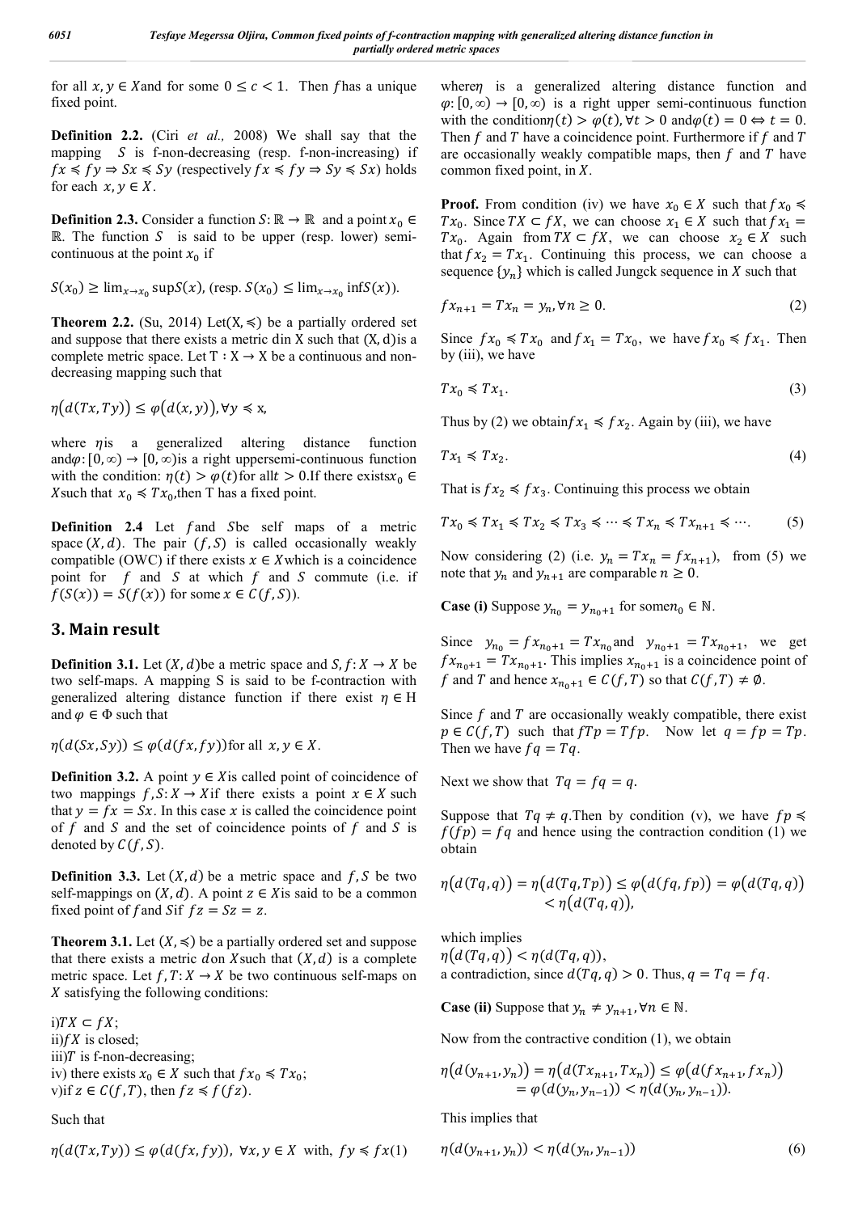for all $x, y \in X$ and for some $0 \leq c < 1$. Then $f$ has a unique fixed point.

**Definition 2.2.** (Ciri *et al.,* 2008) We shall say that the mapping $S$ is f-non-decreasing (resp. f-non-increasing) if $fx \preccurlyeq fy \Rightarrow Sx \preccurlyeq Sy$ (respectively $fx \preccurlyeq fy \Rightarrow Sy \preccurlyeq Sx$) holds for each $x, y \in X$.

**Definition 2.3.** Consider a function $S: \mathbb{R} \to \mathbb{R}$ and a point $x_0 \in \mathbb{R}$. The function $S$ is said to be upper (resp. lower) semi-continuous at the point $x_0$ if

$S(x_0) \geq \lim_{x \to x_0} \sup S(x)$, (resp. $S(x_0) \leq \lim_{x \to x_0} \inf S(x)$).

**Theorem 2.2.** (Su, 2014) Let $(X, \preccurlyeq)$ be a partially ordered set and suppose that there exists a metric $d$ in X such that $(X, d)$ is a complete metric space. Let $T : X \to X$ be a continuous and non-decreasing mapping such that

$$\eta(d(Tx, Ty)) \leq \varphi(d(x, y)), \forall y \preccurlyeq x,$$

where $\eta$ is a generalized altering distance function and $\varphi: [0, \infty) \to [0, \infty)$ is a right uppersemi-continuous function with the condition: $\eta(t) > \varphi(t)$ for all $t > 0$. If there exists $x_0 \in X$ such that $x_0 \preccurlyeq Tx_0$, then T has a fixed point.

**Definition 2.4** Let $f$ and $S$ be self maps of a metric space $(X, d)$. The pair $(f, S)$ is called occasionally weakly compatible (OWC) if there exists $x \in X$ which is a coincidence point for $f$ and $S$ at which $f$ and $S$ commute (i.e. if $f(S(x)) = S(f(x))$ for some $x \in C(f, S)$).

## 3. Main result

**Definition 3.1.** Let $(X, d)$ be a metric space and $S, f: X \to X$ be two self-maps. A mapping S is said to be f-contraction with generalized altering distance function if there exist $\eta \in$ H and $\varphi \in \Phi$ such that

$$\eta(d(Sx, Sy)) \leq \varphi(d(fx, fy)) \text{ for all } x, y \in X.$$

**Definition 3.2.** A point $y \in X$ is called point of coincidence of two mappings $f, S: X \to X$ if there exists a point $x \in X$ such that $y = fx = Sx$. In this case $x$ is called the coincidence point of $f$ and $S$ and the set of coincidence points of $f$ and $S$ is denoted by $C(f, S)$.

**Definition 3.3.** Let $(X, d)$ be a metric space and $f, S$ be two self-mappings on $(X, d)$. A point $z \in X$ is said to be a common fixed point of $f$ and $S$ if $fz = Sz = z$.

**Theorem 3.1.** Let $(X, \preccurlyeq)$ be a partially ordered set and suppose that there exists a metric $d$ on $X$ such that $(X, d)$ is a complete metric space. Let $f, T: X \to X$ be two continuous self-maps on $X$ satisfying the following conditions:

i) $TX \subset fX$;
ii) $fX$ is closed;
iii) $T$ is f-non-decreasing;
iv) there exists $x_0 \in X$ such that $fx_0 \preccurlyeq Tx_0$;
v) if $z \in C(f, T)$, then $fz \preccurlyeq f(fz)$.

Such that

$$\eta(d(Tx, Ty)) \leq \varphi(d(fx, fy)), \ \forall x, y \in X \text{ with, } fy \preccurlyeq fx \quad (1)$$

where $\eta$ is a generalized altering distance function and $\varphi: [0, \infty) \to [0, \infty)$ is a right upper semi-continuous function with the condition $\eta(t) > \varphi(t), \forall t > 0$ and $\varphi(t) = 0 \Leftrightarrow t = 0$. Then $f$ and $T$ have a coincidence point. Furthermore if $f$ and $T$ are occasionally weakly compatible maps, then $f$ and $T$ have common fixed point, in $X$.

**Proof.** From condition (iv) we have $x_0 \in X$ such that $fx_0 \preccurlyeq Tx_0$. Since $TX \subset fX$, we can choose $x_1 \in X$ such that $fx_1 = Tx_0$. Again from $TX \subset fX$, we can choose $x_2 \in X$ such that $fx_2 = Tx_1$. Continuing this process, we can choose a sequence $\{y_n\}$ which is called Jungck sequence in $X$ such that

$$fx_{n+1} = Tx_n = y_n, \forall n \geq 0. \quad (2)$$

Since $fx_0 \preccurlyeq Tx_0$ and $fx_1 = Tx_0$, we have $fx_0 \preccurlyeq fx_1$. Then by (iii), we have

$$Tx_0 \preccurlyeq Tx_1. \quad (3)$$

Thus by (2) we obtain $fx_1 \preccurlyeq fx_2$. Again by (iii), we have

$$Tx_1 \preccurlyeq Tx_2. \quad (4)$$

That is $fx_2 \preccurlyeq fx_3$. Continuing this process we obtain

$$Tx_0 \preccurlyeq Tx_1 \preccurlyeq Tx_2 \preccurlyeq Tx_3 \preccurlyeq \cdots \preccurlyeq Tx_n \preccurlyeq Tx_{n+1} \preccurlyeq \cdots. \quad (5)$$

Now considering (2) (i.e. $y_n = Tx_n = fx_{n+1}$), from (5) we note that $y_n$ and $y_{n+1}$ are comparable $n \geq 0$.

**Case (i)** Suppose $y_{n_0} = y_{n_0+1}$ for some $n_0 \in \mathbb{N}$.

Since $y_{n_0} = fx_{n_0+1} = Tx_{n_0}$ and $y_{n_0+1} = Tx_{n_0+1}$, we get $fx_{n_0+1} = Tx_{n_0+1}$. This implies $x_{n_0+1}$ is a coincidence point of $f$ and $T$ and hence $x_{n_0+1} \in C(f, T)$ so that $C(f, T) \neq \emptyset$.

Since $f$ and $T$ are occasionally weakly compatible, there exist $p \in C(f, T)$ such that $fTp = Tfp$. Now let $q = fp = Tp$. Then we have $fq = Tq$.

Next we show that $Tq = fq = q$.

Suppose that $Tq \neq q$. Then by condition (v), we have $fp \preccurlyeq f(fp) = fq$ and hence using the contraction condition (1) we obtain

$$\eta(d(Tq, q)) = \eta(d(Tq, Tp)) \leq \varphi(d(fq, fp)) = \varphi(d(Tq, q)) < \eta(d(Tq, q)),$$

which implies
$\eta(d(Tq, q)) < \eta(d(Tq, q))$,
a contradiction, since $d(Tq, q) > 0$. Thus, $q = Tq = fq$.

**Case (ii)** Suppose that $y_n \neq y_{n+1}, \forall n \in \mathbb{N}$.

Now from the contractive condition (1), we obtain

$$\eta(d(y_{n+1}, y_n)) = \eta(d(Tx_{n+1}, Tx_n)) \leq \varphi(d(fx_{n+1}, fx_n)) = \varphi(d(y_n, y_{n-1})) < \eta(d(y_n, y_{n-1})).$$

This implies that

$$\eta(d(y_{n+1}, y_n)) < \eta(d(y_n, y_{n-1})) \quad (6)$$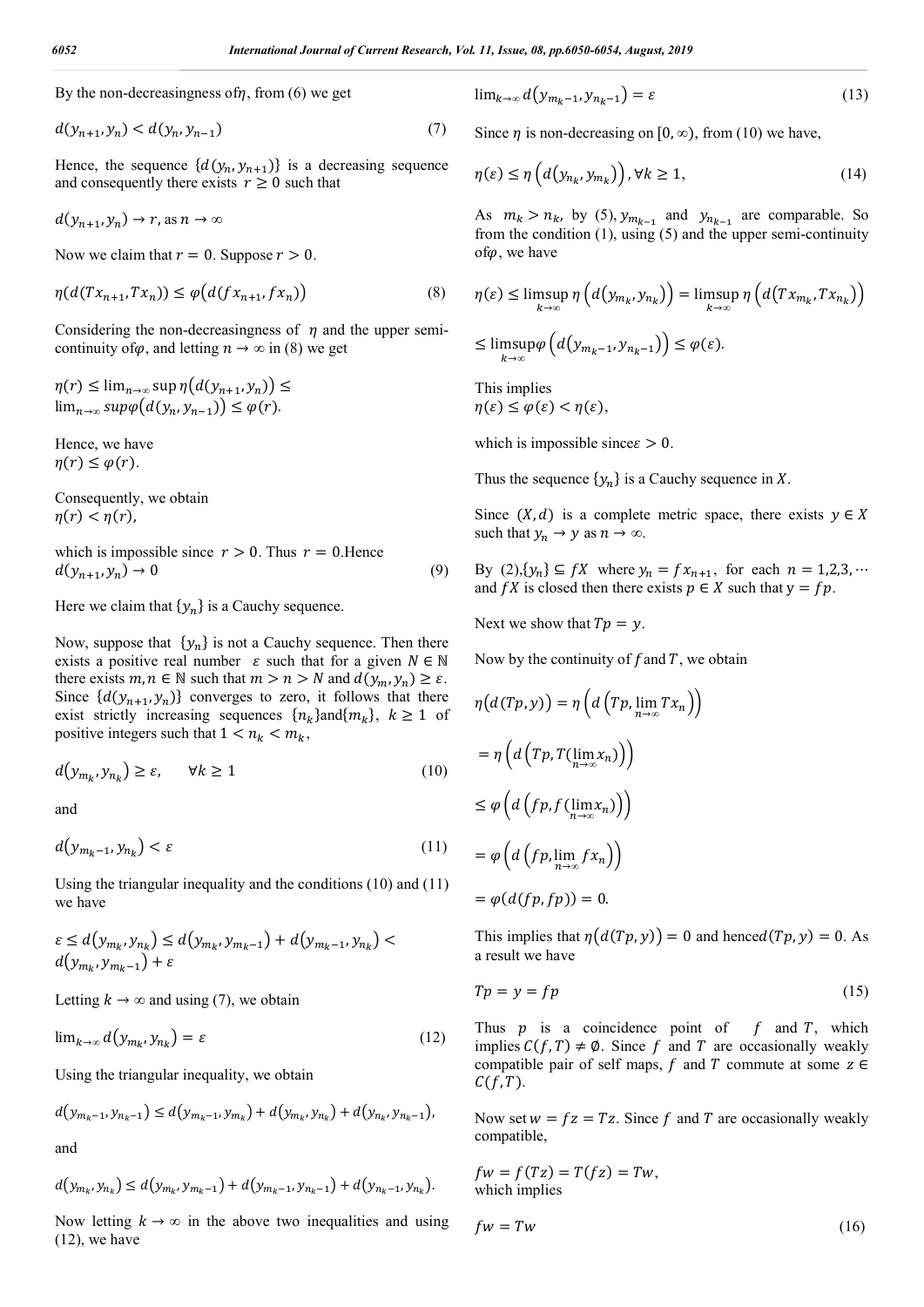By the non-decreasingness of $\eta$, from (6) we get

$$d(y_{n+1}, y_n) < d(y_n, y_{n-1}) \tag{7}$$

Hence, the sequence $\{d(y_n, y_{n+1})\}$ is a decreasing sequence and consequently there exists $r \geq 0$ such that

$$d(y_{n+1}, y_n) \to r, \text{ as } n \to \infty$$

Now we claim that $r = 0$. Suppose $r > 0$.

$$\eta(d(Tx_{n+1}, Tx_n)) \leq \varphi(d(fx_{n+1}, fx_n)) \tag{8}$$

Considering the non-decreasingness of $\eta$ and the upper semi-continuity of $\varphi$, and letting $n \to \infty$ in (8) we get

$$\eta(r) \leq \lim_{n\to\infty} \sup \eta(d(y_{n+1}, y_n)) \leq \lim_{n\to\infty} sup\varphi(d(y_n, y_{n-1})) \leq \varphi(r).$$

Hence, we have
$\eta(r) \leq \varphi(r)$.

Consequently, we obtain
$\eta(r) < \eta(r)$,

which is impossible since $r > 0$. Thus $r = 0$.Hence

$$d(y_{n+1}, y_n) \to 0 \tag{9}$$

Here we claim that $\{y_n\}$ is a Cauchy sequence.

Now, suppose that $\{y_n\}$ is not a Cauchy sequence. Then there exists a positive real number $\varepsilon$ such that for a given $N \in \mathbb{N}$ there exists $m, n \in \mathbb{N}$ such that $m > n > N$ and $d(y_m, y_n) \geq \varepsilon$. Since $\{d(y_{n+1}, y_n)\}$ converges to zero, it follows that there exist strictly increasing sequences $\{n_k\}$and$\{m_k\}$, $k \geq 1$ of positive integers such that $1 < n_k < m_k$,

$$d(y_{m_k}, y_{n_k}) \geq \varepsilon, \quad \forall k \geq 1 \tag{10}$$

and

$$d(y_{m_k-1}, y_{n_k}) < \varepsilon \tag{11}$$

Using the triangular inequality and the conditions (10) and (11) we have

$$\varepsilon \leq d(y_{m_k}, y_{n_k}) \leq d(y_{m_k}, y_{m_k-1}) + d(y_{m_k-1}, y_{n_k}) < d(y_{m_k}, y_{m_k-1}) + \varepsilon$$

Letting $k \to \infty$ and using (7), we obtain

$$\lim_{k\to\infty} d(y_{m_k}, y_{n_k}) = \varepsilon \tag{12}$$

Using the triangular inequality, we obtain

$$d(y_{m_k-1}, y_{n_k-1}) \leq d(y_{m_k-1}, y_{m_k}) + d(y_{m_k}, y_{n_k}) + d(y_{n_k}, y_{n_k-1}),$$

and

$$d(y_{m_k}, y_{n_k}) \leq d(y_{m_k}, y_{m_k-1}) + d(y_{m_k-1}, y_{n_k-1}) + d(y_{n_k-1}, y_{n_k}).$$

Now letting $k \to \infty$ in the above two inequalities and using (12), we have

$$\lim_{k\to\infty} d(y_{m_k-1}, y_{n_k-1}) = \varepsilon \tag{13}$$

Since $\eta$ is non-decreasing on $[0, \infty)$, from (10) we have,

$$\eta(\varepsilon) \leq \eta\left(d(y_{n_k}, y_{m_k})\right), \forall k \geq 1, \tag{14}$$

As $m_k > n_k$, by (5), $y_{m_k-1}$ and $y_{n_k-1}$ are comparable. So from the condition (1), using (5) and the upper semi-continuity of $\varphi$, we have

$$\eta(\varepsilon) \leq \limsup_{k\to\infty} \eta\left(d(y_{m_k}, y_{n_k})\right) = \limsup_{k\to\infty} \eta\left(d(Tx_{m_k}, Tx_{n_k})\right)$$

$$\leq \limsup_{k\to\infty} \varphi\left(d(y_{m_k-1}, y_{n_k-1})\right) \leq \varphi(\varepsilon).$$

This implies
$\eta(\varepsilon) \leq \varphi(\varepsilon) < \eta(\varepsilon)$,

which is impossible since $\varepsilon > 0$.

Thus the sequence $\{y_n\}$ is a Cauchy sequence in $X$.

Since $(X, d)$ is a complete metric space, there exists $y \in X$ such that $y_n \to y$ as $n \to \infty$.

By (2),$\{y_n\} \subseteq fX$ where $y_n = fx_{n+1}$, for each $n = 1,2,3, \cdots$ and $fX$ is closed then there exists $p \in X$ such that $y = fp$.

Next we show that $Tp = y$.

Now by the continuity of $f$ and $T$, we obtain

$$\eta(d(Tp, y)) = \eta\left(d\left(Tp, \lim_{n\to\infty} Tx_n\right)\right)$$

$$= \eta\left(d\left(Tp, T(\lim_{n\to\infty} x_n)\right)\right)$$

$$\leq \varphi\left(d\left(fp, f(\lim_{n\to\infty} x_n)\right)\right)$$

$$= \varphi\left(d\left(fp, \lim_{n\to\infty} fx_n\right)\right)$$

$$= \varphi(d(fp, fp)) = 0.$$

This implies that $\eta(d(Tp, y)) = 0$ and hence $d(Tp, y) = 0$. As a result we have

$$Tp = y = fp \tag{15}$$

Thus $p$ is a coincidence point of $f$ and $T$, which implies $C(f, T) \neq \emptyset$. Since $f$ and $T$ are occasionally weakly compatible pair of self maps, $f$ and $T$ commute at some $z \in C(f, T)$.

Now set $w = fz = Tz$. Since $f$ and $T$ are occasionally weakly compatible,

$fw = f(Tz) = T(fz) = Tw$,
which implies

$$fw = Tw \tag{16}$$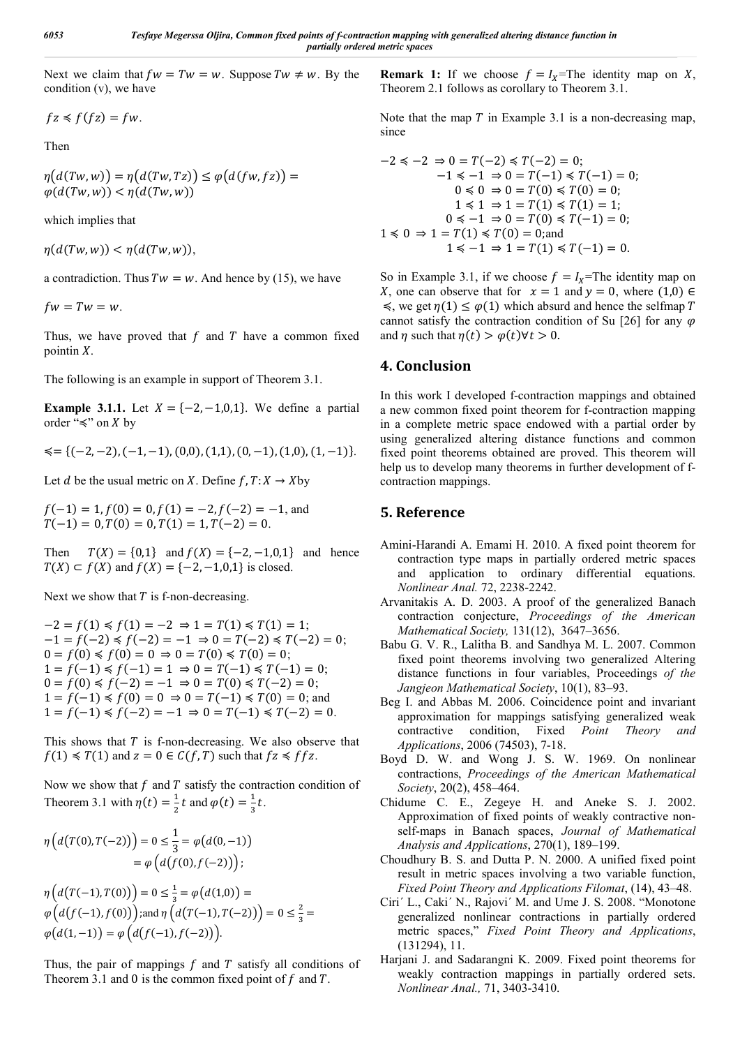Next we claim that $fw = Tw = w$. Suppose $Tw \neq w$. By the condition (v), we have

$$fz \preccurlyeq f(fz) = fw.$$

Then

$$\eta(d(Tw,w)) = \eta(d(Tw,Tz)) \leq \varphi(d(fw,fz)) = \varphi(d(Tw,w)) < \eta(d(Tw,w))$$

which implies that

$$\eta(d(Tw,w)) < \eta(d(Tw,w)),$$

a contradiction. Thus $Tw = w$. And hence by (15), we have

$$fw = Tw = w.$$

Thus, we have proved that $f$ and $T$ have a common fixed pointin $X$.

The following is an example in support of Theorem 3.1.

**Example 3.1.1.** Let $X = \{-2,-1,0,1\}$. We define a partial order "$\preccurlyeq$" on $X$ by

$$\preccurlyeq = \{(-2,-2),(-1,-1),(0,0),(1,1),(0,-1),(1,0),(1,-1)\}.$$

Let $d$ be the usual metric on $X$. Define $f,T: X \to X$by

$f(-1) = 1, f(0) = 0, f(1) = -2, f(-2) = -1$, and
$T(-1) = 0, T(0) = 0, T(1) = 1, T(-2) = 0$.

Then $T(X) = \{0,1\}$ and $f(X) = \{-2,-1,0,1\}$ and hence $T(X) \subset f(X)$ and $f(X) = \{-2,-1,0,1\}$ is closed.

Next we show that $T$ is f-non-decreasing.

$$-2 = f(1) \preccurlyeq f(1) = -2 \Rightarrow 1 = T(1) \preccurlyeq T(1) = 1;$$
$$-1 = f(-2) \preccurlyeq f(-2) = -1 \Rightarrow 0 = T(-2) \preccurlyeq T(-2) = 0;$$
$$0 = f(0) \preccurlyeq f(0) = 0 \Rightarrow 0 = T(0) \preccurlyeq T(0) = 0;$$
$$1 = f(-1) \preccurlyeq f(-1) = 1 \Rightarrow 0 = T(-1) \preccurlyeq T(-1) = 0;$$
$$0 = f(0) \preccurlyeq f(-2) = -1 \Rightarrow 0 = T(0) \preccurlyeq T(-2) = 0;$$
$$1 = f(-1) \preccurlyeq f(0) = 0 \Rightarrow 0 = T(-1) \preccurlyeq T(0) = 0; \text{ and}$$
$$1 = f(-1) \preccurlyeq f(-2) = -1 \Rightarrow 0 = T(-1) \preccurlyeq T(-2) = 0.$$

This shows that $T$ is f-non-decreasing. We also observe that $f(1) \preccurlyeq T(1)$ and $z = 0 \in C(f,T)$ such that $fz \preccurlyeq ffz$.

Now we show that $f$ and $T$ satisfy the contraction condition of Theorem 3.1 with $\eta(t) = \frac{1}{2}t$ and $\varphi(t) = \frac{1}{3}t$.

$$\eta\left(d(T(0),T(-2))\right) = 0 \leq \frac{1}{3} = \varphi(d(0,-1)) = \varphi\left(d(f(0),f(-2))\right);$$

$$\eta\left(d(T(-1),T(0))\right) = 0 \leq \tfrac{1}{3} = \varphi\left(d(1,0)\right) = \varphi\left(d(f(-1),f(0))\right); \text{and } \eta\left(d(T(-1),T(-2))\right) = 0 \leq \tfrac{2}{3} = \varphi(d(1,-1)) = \varphi\left(d(f(-1),f(-2))\right).$$

Thus, the pair of mappings $f$ and $T$ satisfy all conditions of Theorem 3.1 and 0 is the common fixed point of $f$ and $T$.

**Remark 1:** If we choose $f = I_X$=The identity map on $X$, Theorem 2.1 follows as corollary to Theorem 3.1.

Note that the map $T$ in Example 3.1 is a non-decreasing map, since

$$-2 \preccurlyeq -2 \Rightarrow 0 = T(-2) \preccurlyeq T(-2) = 0;$$
$$-1 \preccurlyeq -1 \Rightarrow 0 = T(-1) \preccurlyeq T(-1) = 0;$$
$$0 \preccurlyeq 0 \Rightarrow 0 = T(0) \preccurlyeq T(0) = 0;$$
$$1 \preccurlyeq 1 \Rightarrow 1 = T(1) \preccurlyeq T(1) = 1;$$
$$0 \preccurlyeq -1 \Rightarrow 0 = T(0) \preccurlyeq T(-1) = 0;$$
$$1 \preccurlyeq 0 \Rightarrow 1 = T(1) \preccurlyeq T(0) = 0; \text{and}$$
$$1 \preccurlyeq -1 \Rightarrow 1 = T(1) \preccurlyeq T(-1) = 0.$$

So in Example 3.1, if we choose $f = I_X$=The identity map on $X$, one can observe that for $x = 1$ and $y = 0$, where $(1,0) \in \preccurlyeq$, we get $\eta(1) \leq \varphi(1)$ which absurd and hence the selfmap $T$ cannot satisfy the contraction condition of Su [26] for any $\varphi$ and $\eta$ such that $\eta(t) > \varphi(t) \forall t > 0$.

## 4. Conclusion

In this work I developed f-contraction mappings and obtained a new common fixed point theorem for f-contraction mapping in a complete metric space endowed with a partial order by using generalized altering distance functions and common fixed point theorems obtained are proved. This theorem will help us to develop many theorems in further development of f-contraction mappings.

## 5. Reference

- Amini-Harandi A. Emami H. 2010. A fixed point theorem for contraction type maps in partially ordered metric spaces and application to ordinary differential equations. *Nonlinear Anal.* 72, 2238-2242.
- Arvanitakis A. D. 2003. A proof of the generalized Banach contraction conjecture, *Proceedings of the American Mathematical Society,* 131(12), 3647–3656.
- Babu G. V. R., Lalitha B. and Sandhya M. L. 2007. Common fixed point theorems involving two generalized Altering distance functions in four variables, Proceedings *of the Jangjeon Mathematical Society*, 10(1), 83–93.
- Beg I. and Abbas M. 2006. Coincidence point and invariant approximation for mappings satisfying generalized weak contractive condition, Fixed *Point Theory and Applications*, 2006 (74503), 7-18.
- Boyd D. W. and Wong J. S. W. 1969. On nonlinear contractions, *Proceedings of the American Mathematical Society*, 20(2), 458–464.
- Chidume C. E., Zegeye H. and Aneke S. J. 2002. Approximation of fixed points of weakly contractive non-self-maps in Banach spaces, *Journal of Mathematical Analysis and Applications*, 270(1), 189–199.
- Choudhury B. S. and Dutta P. N. 2000. A unified fixed point result in metric spaces involving a two variable function, *Fixed Point Theory and Applications Filomat*, (14), 43–48.
- Ciri´ L., Caki´ N., Rajovi´ M. and Ume J. S. 2008. "Monotone generalized nonlinear contractions in partially ordered metric spaces," *Fixed Point Theory and Applications*, (131294), 11.
- Harjani J. and Sadarangni K. 2009. Fixed point theorems for weakly contraction mappings in partially ordered sets. *Nonlinear Anal.,* 71, 3403-3410.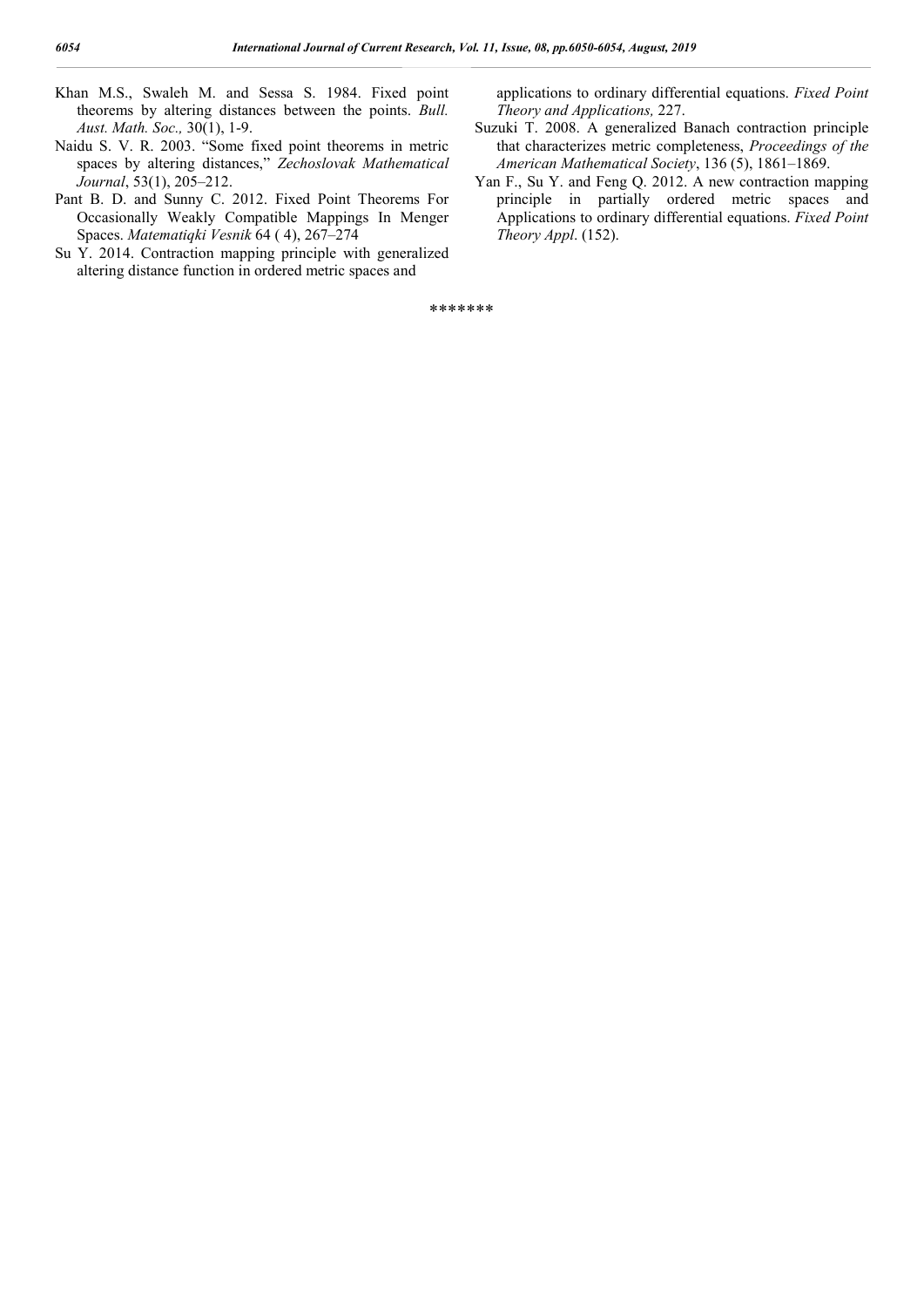Khan M.S., Swaleh M. and Sessa S. 1984. Fixed point theorems by altering distances between the points. *Bull. Aust. Math. Soc.,* 30(1), 1-9.

Naidu S. V. R. 2003. "Some fixed point theorems in metric spaces by altering distances," *Zechoslovak Mathematical Journal*, 53(1), 205–212.

Pant B. D. and Sunny C. 2012. Fixed Point Theorems For Occasionally Weakly Compatible Mappings In Menger Spaces. *Matematiqki Vesnik* 64 ( 4), 267–274

Su Y. 2014. Contraction mapping principle with generalized altering distance function in ordered metric spaces and applications to ordinary differential equations. *Fixed Point Theory and Applications,* 227.

Suzuki T. 2008. A generalized Banach contraction principle that characterizes metric completeness, *Proceedings of the American Mathematical Society*, 136 (5), 1861–1869.

Yan F., Su Y. and Feng Q. 2012. A new contraction mapping principle in partially ordered metric spaces and Applications to ordinary differential equations. *Fixed Point Theory Appl*. (152).

*******